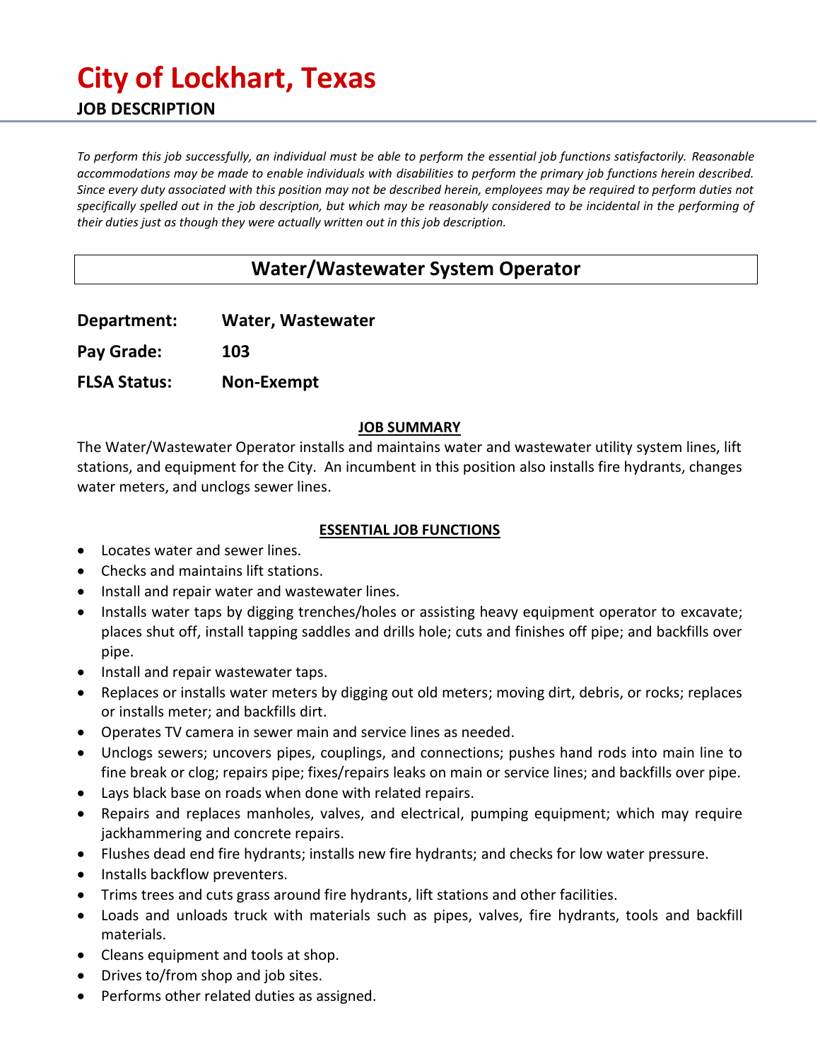# City of Lockhart, Texas

**JOB DESCRIPTION**

*To perform this job successfully, an individual must be able to perform the essential job functions satisfactorily. Reasonable accommodations may be made to enable individuals with disabilities to perform the primary job functions herein described. Since every duty associated with this position may not be described herein, employees may be required to perform duties not specifically spelled out in the job description, but which may be reasonably considered to be incidental in the performing of their duties just as though they were actually written out in this job description.*

## Water/Wastewater System Operator

**Department:** **Water, Wastewater**

**Pay Grade:** **103**

**FLSA Status:** **Non-Exempt**

### JOB SUMMARY

The Water/Wastewater Operator installs and maintains water and wastewater utility system lines, lift stations, and equipment for the City. An incumbent in this position also installs fire hydrants, changes water meters, and unclogs sewer lines.

### ESSENTIAL JOB FUNCTIONS

- Locates water and sewer lines.
- Checks and maintains lift stations.
- Install and repair water and wastewater lines.
- Installs water taps by digging trenches/holes or assisting heavy equipment operator to excavate; places shut off, install tapping saddles and drills hole; cuts and finishes off pipe; and backfills over pipe.
- Install and repair wastewater taps.
- Replaces or installs water meters by digging out old meters; moving dirt, debris, or rocks; replaces or installs meter; and backfills dirt.
- Operates TV camera in sewer main and service lines as needed.
- Unclogs sewers; uncovers pipes, couplings, and connections; pushes hand rods into main line to fine break or clog; repairs pipe; fixes/repairs leaks on main or service lines; and backfills over pipe.
- Lays black base on roads when done with related repairs.
- Repairs and replaces manholes, valves, and electrical, pumping equipment; which may require jackhammering and concrete repairs.
- Flushes dead end fire hydrants; installs new fire hydrants; and checks for low water pressure.
- Installs backflow preventers.
- Trims trees and cuts grass around fire hydrants, lift stations and other facilities.
- Loads and unloads truck with materials such as pipes, valves, fire hydrants, tools and backfill materials.
- Cleans equipment and tools at shop.
- Drives to/from shop and job sites.
- Performs other related duties as assigned.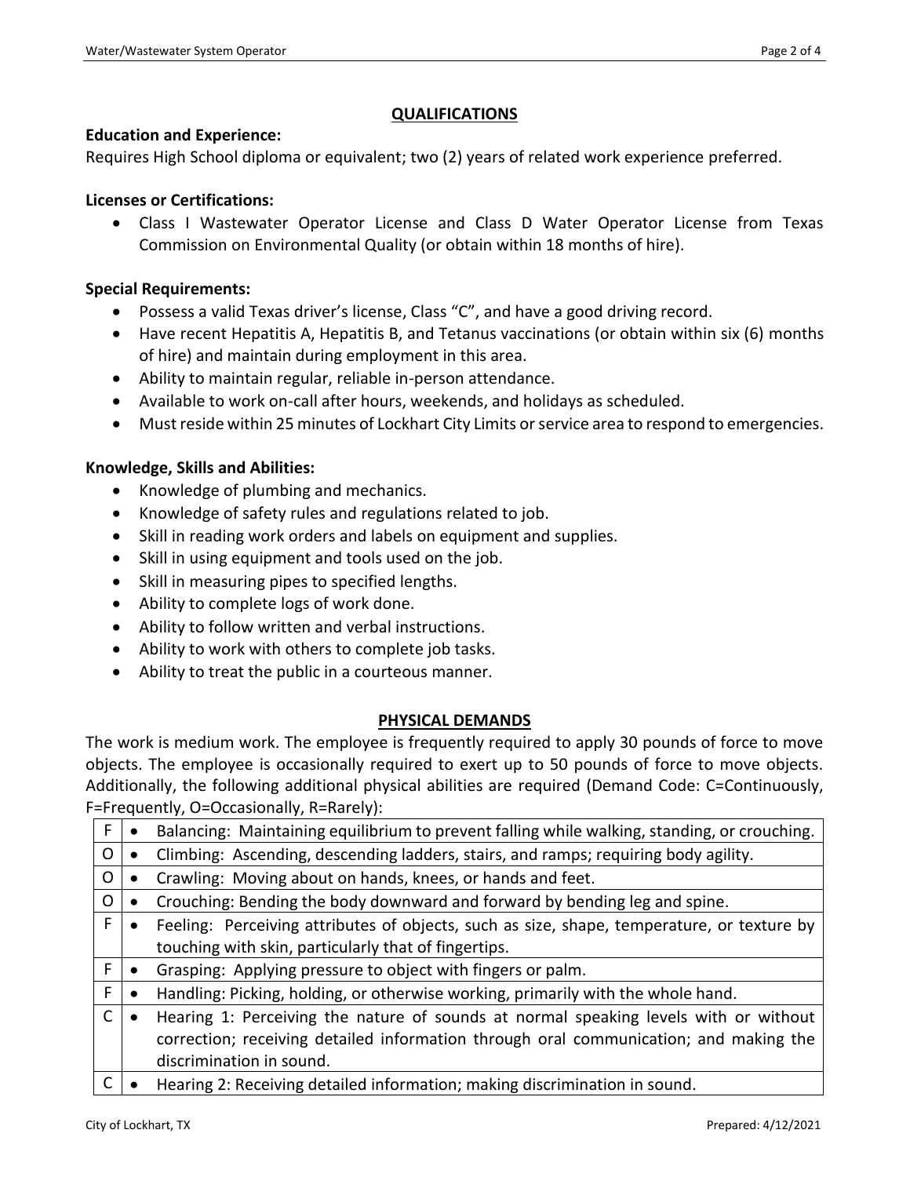## QUALIFICATIONS

**Education and Experience:**

Requires High School diploma or equivalent; two (2) years of related work experience preferred.

**Licenses or Certifications:**

- Class I Wastewater Operator License and Class D Water Operator License from Texas Commission on Environmental Quality (or obtain within 18 months of hire).

**Special Requirements:**

- Possess a valid Texas driver's license, Class "C", and have a good driving record.
- Have recent Hepatitis A, Hepatitis B, and Tetanus vaccinations (or obtain within six (6) months of hire) and maintain during employment in this area.
- Ability to maintain regular, reliable in-person attendance.
- Available to work on-call after hours, weekends, and holidays as scheduled.
- Must reside within 25 minutes of Lockhart City Limits or service area to respond to emergencies.

**Knowledge, Skills and Abilities:**

- Knowledge of plumbing and mechanics.
- Knowledge of safety rules and regulations related to job.
- Skill in reading work orders and labels on equipment and supplies.
- Skill in using equipment and tools used on the job.
- Skill in measuring pipes to specified lengths.
- Ability to complete logs of work done.
- Ability to follow written and verbal instructions.
- Ability to work with others to complete job tasks.
- Ability to treat the public in a courteous manner.

## PHYSICAL DEMANDS

The work is medium work. The employee is frequently required to apply 30 pounds of force to move objects. The employee is occasionally required to exert up to 50 pounds of force to move objects. Additionally, the following additional physical abilities are required (Demand Code: C=Continuously, F=Frequently, O=Occasionally, R=Rarely):

| Code | Physical Ability |
|---|---|
| F | • Balancing: Maintaining equilibrium to prevent falling while walking, standing, or crouching. |
| O | • Climbing: Ascending, descending ladders, stairs, and ramps; requiring body agility. |
| O | • Crawling: Moving about on hands, knees, or hands and feet. |
| O | • Crouching: Bending the body downward and forward by bending leg and spine. |
| F | • Feeling: Perceiving attributes of objects, such as size, shape, temperature, or texture by touching with skin, particularly that of fingertips. |
| F | • Grasping: Applying pressure to object with fingers or palm. |
| F | • Handling: Picking, holding, or otherwise working, primarily with the whole hand. |
| C | • Hearing 1: Perceiving the nature of sounds at normal speaking levels with or without correction; receiving detailed information through oral communication; and making the discrimination in sound. |
| C | • Hearing 2: Receiving detailed information; making discrimination in sound. |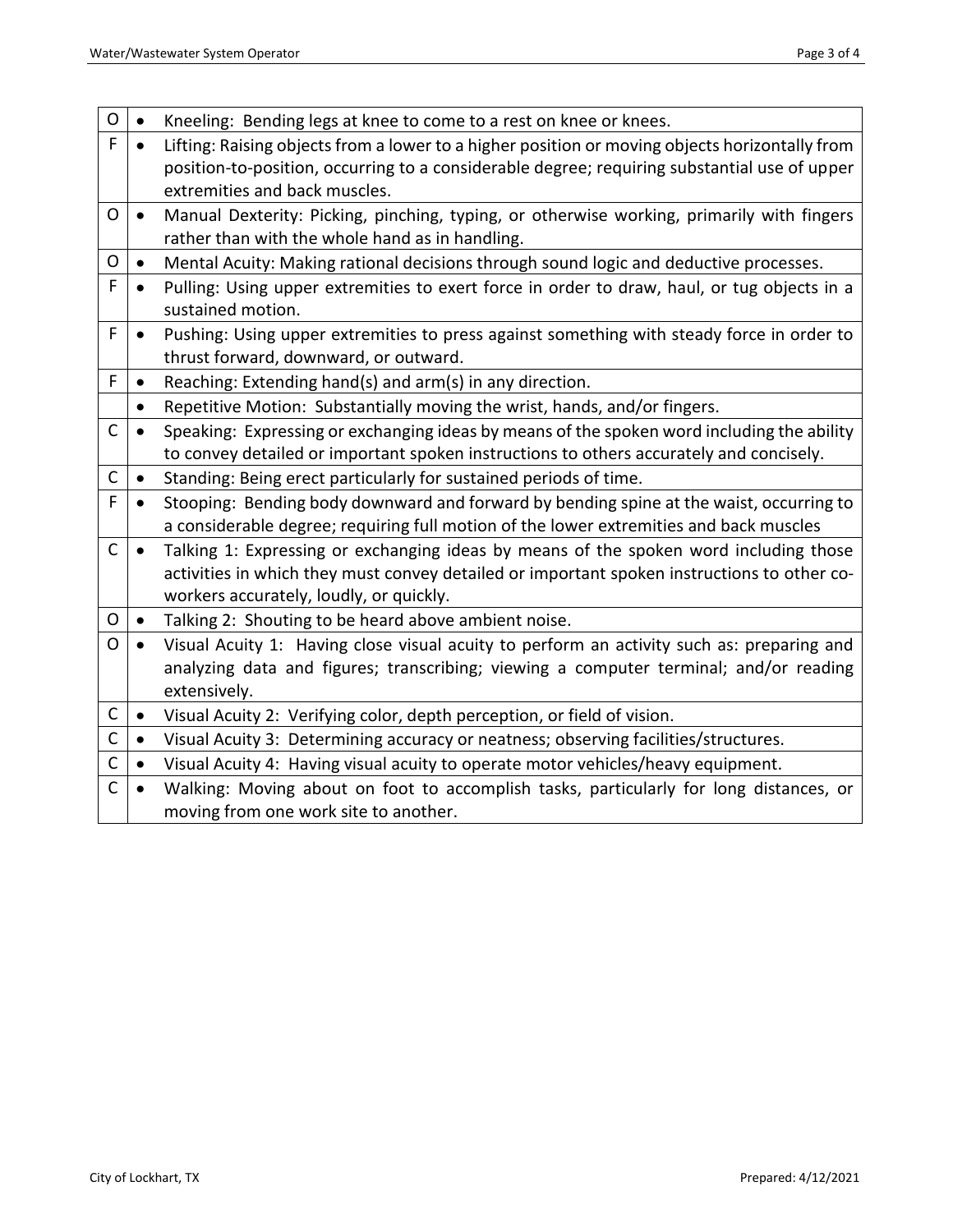| | |
|---|---|
| O | • Kneeling: Bending legs at knee to come to a rest on knee or knees. |
| F | • Lifting: Raising objects from a lower to a higher position or moving objects horizontally from position-to-position, occurring to a considerable degree; requiring substantial use of upper extremities and back muscles. |
| O | • Manual Dexterity: Picking, pinching, typing, or otherwise working, primarily with fingers rather than with the whole hand as in handling. |
| O | • Mental Acuity: Making rational decisions through sound logic and deductive processes. |
| F | • Pulling: Using upper extremities to exert force in order to draw, haul, or tug objects in a sustained motion. |
| F | • Pushing: Using upper extremities to press against something with steady force in order to thrust forward, downward, or outward. |
| F | • Reaching: Extending hand(s) and arm(s) in any direction. |
| | • Repetitive Motion: Substantially moving the wrist, hands, and/or fingers. |
| C | • Speaking: Expressing or exchanging ideas by means of the spoken word including the ability to convey detailed or important spoken instructions to others accurately and concisely. |
| C | • Standing: Being erect particularly for sustained periods of time. |
| F | • Stooping: Bending body downward and forward by bending spine at the waist, occurring to a considerable degree; requiring full motion of the lower extremities and back muscles |
| C | • Talking 1: Expressing or exchanging ideas by means of the spoken word including those activities in which they must convey detailed or important spoken instructions to other co-workers accurately, loudly, or quickly. |
| O | • Talking 2: Shouting to be heard above ambient noise. |
| O | • Visual Acuity 1: Having close visual acuity to perform an activity such as: preparing and analyzing data and figures; transcribing; viewing a computer terminal; and/or reading extensively. |
| C | • Visual Acuity 2: Verifying color, depth perception, or field of vision. |
| C | • Visual Acuity 3: Determining accuracy or neatness; observing facilities/structures. |
| C | • Visual Acuity 4: Having visual acuity to operate motor vehicles/heavy equipment. |
| C | • Walking: Moving about on foot to accomplish tasks, particularly for long distances, or moving from one work site to another. |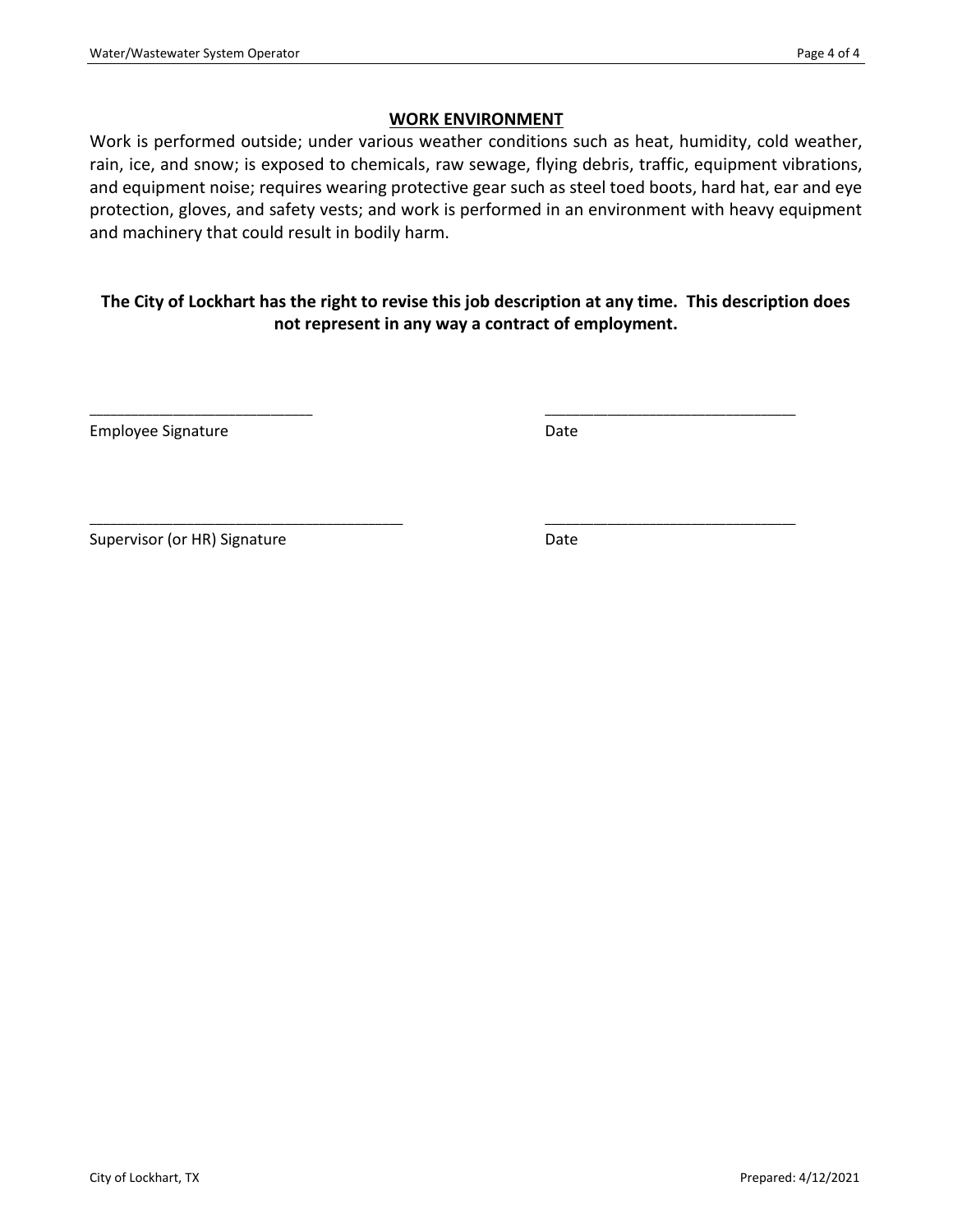## WORK ENVIRONMENT

Work is performed outside; under various weather conditions such as heat, humidity, cold weather, rain, ice, and snow; is exposed to chemicals, raw sewage, flying debris, traffic, equipment vibrations, and equipment noise; requires wearing protective gear such as steel toed boots, hard hat, ear and eye protection, gloves, and safety vests; and work is performed in an environment with heavy equipment and machinery that could result in bodily harm.

**The City of Lockhart has the right to revise this job description at any time. This description does not represent in any way a contract of employment.**

| | |
|---|---|
| ___________________________ | ______________________________ |
| Employee Signature | Date |
| ______________________________________ | ______________________________ |
| Supervisor (or HR) Signature | Date |